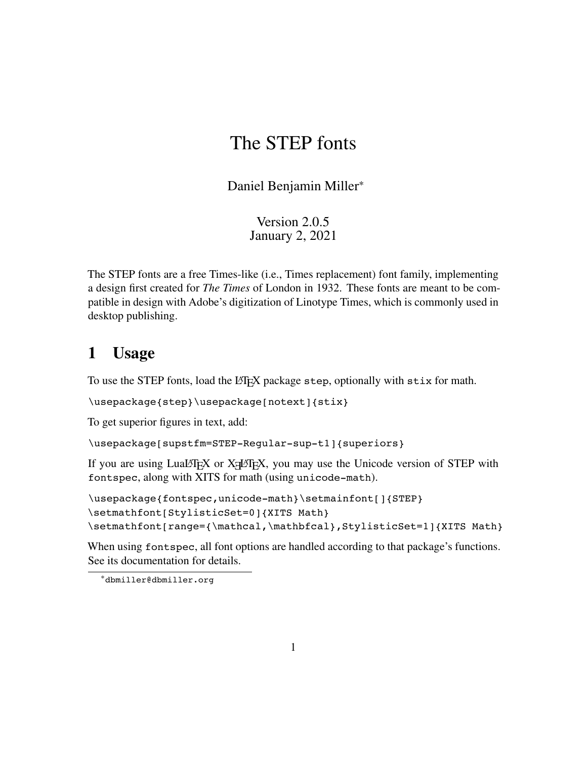# The STEP fonts

Daniel Benjamin Miller*

Version 2.0.5
January 2, 2021

The STEP fonts are a free Times-like (i.e., Times replacement) font family, implementing a design first created for *The Times* of London in 1932. These fonts are meant to be compatible in design with Adobe's digitization of Linotype Times, which is commonly used in desktop publishing.

## 1 Usage

To use the STEP fonts, load the LaTeX package `step`, optionally with `stix` for math.

```
\usepackage{step}\usepackage[notext]{stix}
```

To get superior figures in text, add:

```
\usepackage[supstfm=STEP-Regular-sup-t1]{superiors}
```

If you are using LuaLaTeX or XeLaTeX, you may use the Unicode version of STEP with `fontspec`, along with XITS for math (using `unicode-math`).

```
\usepackage{fontspec,unicode-math}\setmainfont[]{STEP}
\setmathfont[StylisticSet=0]{XITS Math}
\setmathfont[range={\mathcal,\mathbfcal},StylisticSet=1]{XITS Math}
```

When using `fontspec`, all font options are handled according to that package's functions. See its documentation for details.

---

* `dbmiller@dbmiller.org`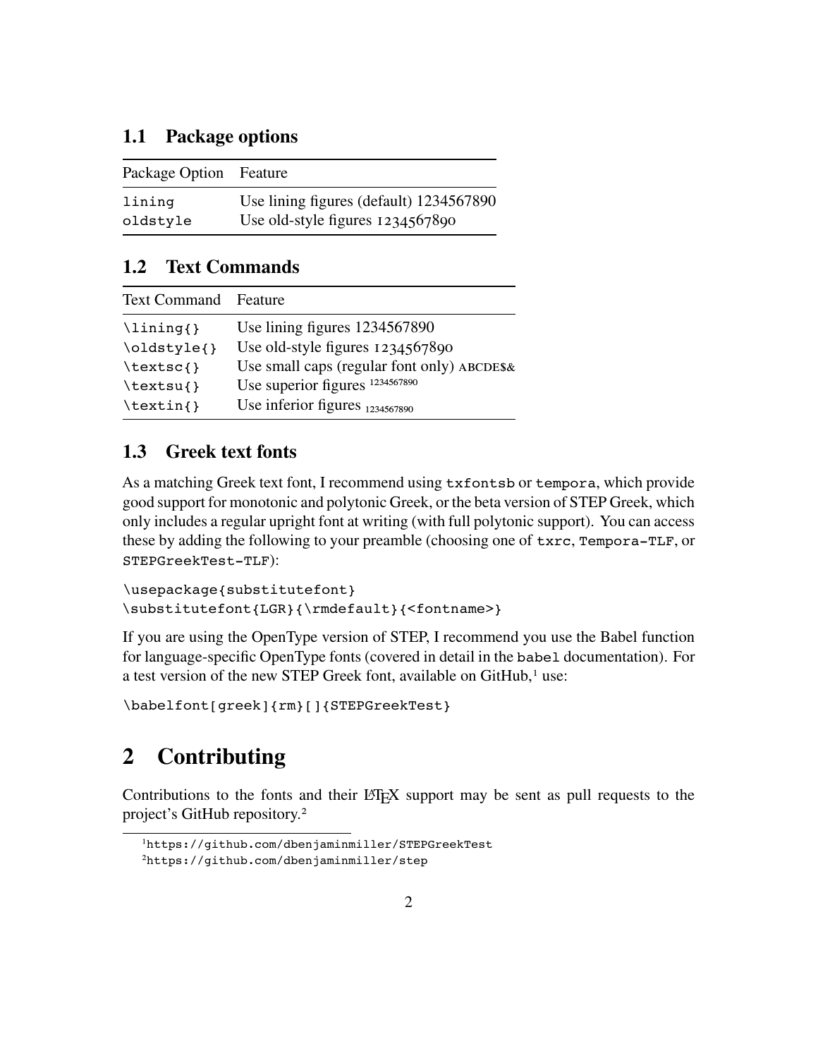### 1.1 Package options

| Package Option | Feature |
|---|---|
| `lining` | Use lining figures (default) 1234567890 |
| `oldstyle` | Use old-style figures 1234567890 |

### 1.2 Text Commands

| Text Command | Feature |
|---|---|
| `\lining{}` | Use lining figures 1234567890 |
| `\oldstyle{}` | Use old-style figures 1234567890 |
| `\textsc{}` | Use small caps (regular font only) ABCDE$& |
| `\textsu{}` | Use superior figures 1234567890 |
| `\textin{}` | Use inferior figures 1234567890 |

### 1.3 Greek text fonts

As a matching Greek text font, I recommend using `txfontsb` or `tempora`, which provide good support for monotonic and polytonic Greek, or the beta version of STEP Greek, which only includes a regular upright font at writing (with full polytonic support). You can access these by adding the following to your preamble (choosing one of `txrc`, `Tempora-TLF`, or `STEPGreekTest-TLF`):

```
\usepackage{substitutefont}
\substitutefont{LGR}{\rmdefault}{<fontname>}
```

If you are using the OpenType version of STEP, I recommend you use the Babel function for language-specific OpenType fonts (covered in detail in the `babel` documentation). For a test version of the new STEP Greek font, available on GitHub,[1] use:

```
\babelfont[greek]{rm}[]{STEPGreekTest}
```

## 2 Contributing

Contributions to the fonts and their LaTeX support may be sent as pull requests to the project's GitHub repository.[2]

[1] `https://github.com/dbenjaminmiller/STEPGreekTest`

[2] `https://github.com/dbenjaminmiller/step`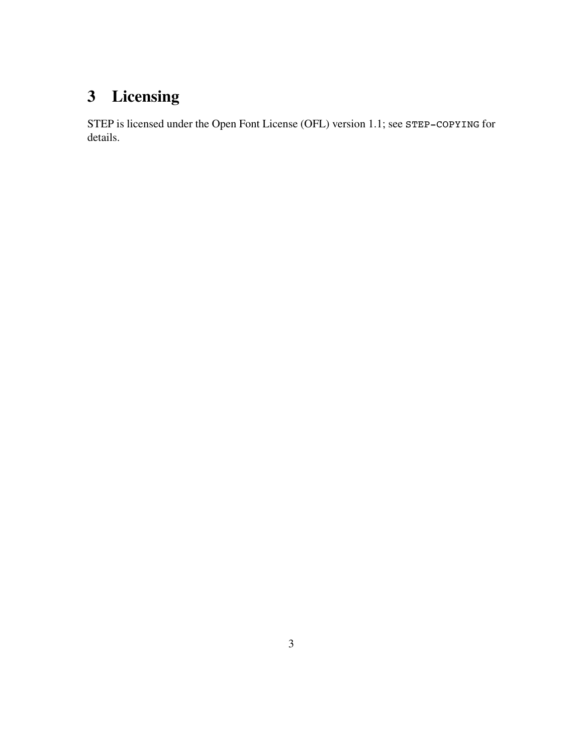# 3 Licensing

STEP is licensed under the Open Font License (OFL) version 1.1; see `STEP-COPYING` for details.